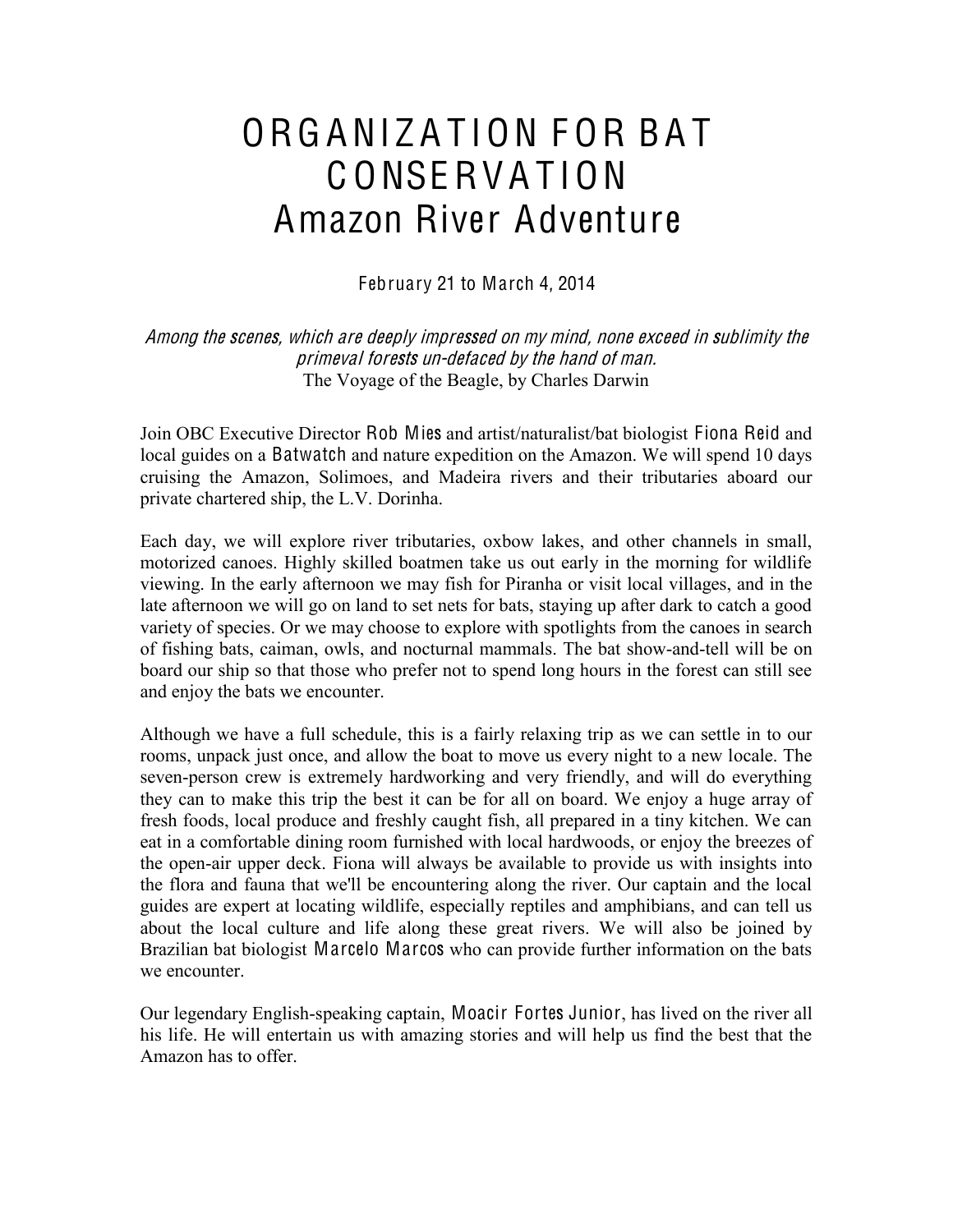# ORGANIZATION FOR BAT CONSERVATION
# Amazon River Adventure

February 21 to March 4, 2014

*Among the scenes, which are deeply impressed on my mind, none exceed in sublimity the primeval forests un-defaced by the hand of man.*
The Voyage of the Beagle, by Charles Darwin

Join OBC Executive Director Rob Mies and artist/naturalist/bat biologist Fiona Reid and local guides on a Batwatch and nature expedition on the Amazon. We will spend 10 days cruising the Amazon, Solimoes, and Madeira rivers and their tributaries aboard our private chartered ship, the L.V. Dorinha.

Each day, we will explore river tributaries, oxbow lakes, and other channels in small, motorized canoes. Highly skilled boatmen take us out early in the morning for wildlife viewing. In the early afternoon we may fish for Piranha or visit local villages, and in the late afternoon we will go on land to set nets for bats, staying up after dark to catch a good variety of species. Or we may choose to explore with spotlights from the canoes in search of fishing bats, caiman, owls, and nocturnal mammals. The bat show-and-tell will be on board our ship so that those who prefer not to spend long hours in the forest can still see and enjoy the bats we encounter.

Although we have a full schedule, this is a fairly relaxing trip as we can settle in to our rooms, unpack just once, and allow the boat to move us every night to a new locale. The seven-person crew is extremely hardworking and very friendly, and will do everything they can to make this trip the best it can be for all on board. We enjoy a huge array of fresh foods, local produce and freshly caught fish, all prepared in a tiny kitchen. We can eat in a comfortable dining room furnished with local hardwoods, or enjoy the breezes of the open-air upper deck. Fiona will always be available to provide us with insights into the flora and fauna that we'll be encountering along the river. Our captain and the local guides are expert at locating wildlife, especially reptiles and amphibians, and can tell us about the local culture and life along these great rivers. We will also be joined by Brazilian bat biologist Marcelo Marcos who can provide further information on the bats we encounter.

Our legendary English-speaking captain, Moacir Fortes Junior, has lived on the river all his life. He will entertain us with amazing stories and will help us find the best that the Amazon has to offer.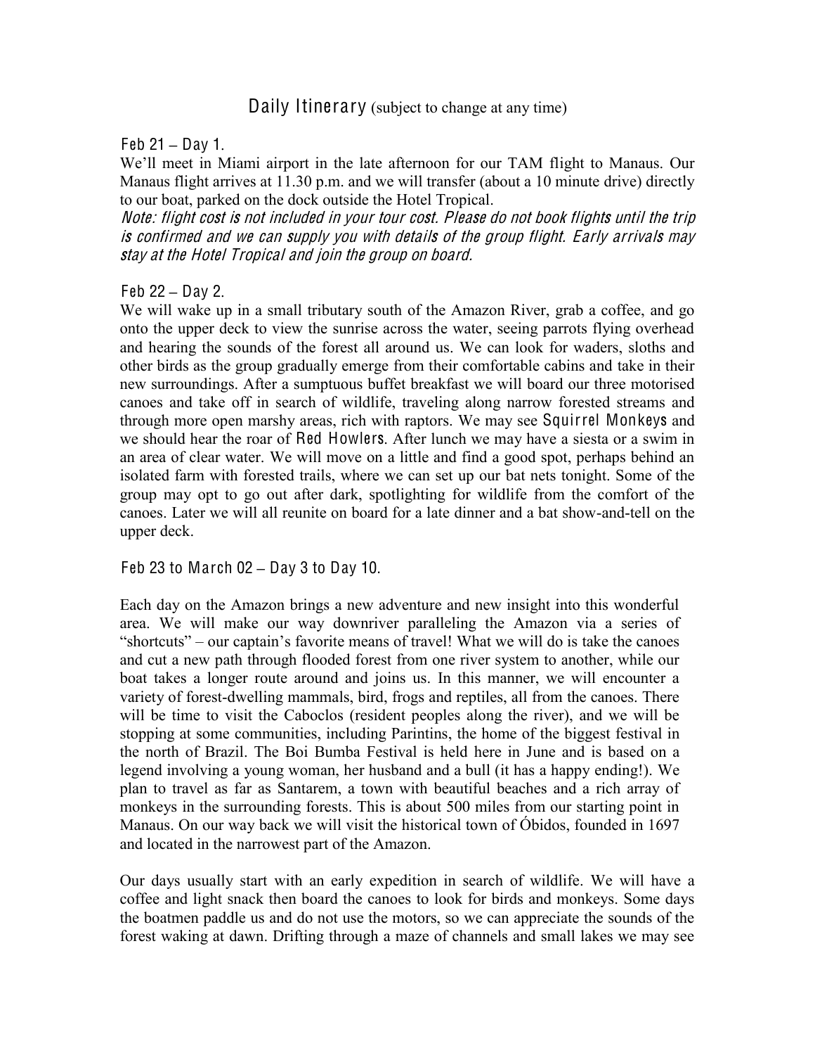## Daily Itinerary (subject to change at any time)

### Feb 21 – Day 1.

We'll meet in Miami airport in the late afternoon for our TAM flight to Manaus. Our Manaus flight arrives at 11.30 p.m. and we will transfer (about a 10 minute drive) directly to our boat, parked on the dock outside the Hotel Tropical.

*Note: flight cost is not included in your tour cost. Please do not book flights until the trip is confirmed and we can supply you with details of the group flight. Early arrivals may stay at the Hotel Tropical and join the group on board.*

### Feb 22 – Day 2.

We will wake up in a small tributary south of the Amazon River, grab a coffee, and go onto the upper deck to view the sunrise across the water, seeing parrots flying overhead and hearing the sounds of the forest all around us. We can look for waders, sloths and other birds as the group gradually emerge from their comfortable cabins and take in their new surroundings. After a sumptuous buffet breakfast we will board our three motorised canoes and take off in search of wildlife, traveling along narrow forested streams and through more open marshy areas, rich with raptors. We may see Squirrel Monkeys and we should hear the roar of Red Howlers. After lunch we may have a siesta or a swim in an area of clear water. We will move on a little and find a good spot, perhaps behind an isolated farm with forested trails, where we can set up our bat nets tonight. Some of the group may opt to go out after dark, spotlighting for wildlife from the comfort of the canoes. Later we will all reunite on board for a late dinner and a bat show-and-tell on the upper deck.

### Feb 23 to March 02 – Day 3 to Day 10.

Each day on the Amazon brings a new adventure and new insight into this wonderful area. We will make our way downriver paralleling the Amazon via a series of "shortcuts" – our captain's favorite means of travel! What we will do is take the canoes and cut a new path through flooded forest from one river system to another, while our boat takes a longer route around and joins us. In this manner, we will encounter a variety of forest-dwelling mammals, bird, frogs and reptiles, all from the canoes. There will be time to visit the Caboclos (resident peoples along the river), and we will be stopping at some communities, including Parintins, the home of the biggest festival in the north of Brazil. The Boi Bumba Festival is held here in June and is based on a legend involving a young woman, her husband and a bull (it has a happy ending!). We plan to travel as far as Santarem, a town with beautiful beaches and a rich array of monkeys in the surrounding forests. This is about 500 miles from our starting point in Manaus. On our way back we will visit the historical town of Óbidos, founded in 1697 and located in the narrowest part of the Amazon.

Our days usually start with an early expedition in search of wildlife. We will have a coffee and light snack then board the canoes to look for birds and monkeys. Some days the boatmen paddle us and do not use the motors, so we can appreciate the sounds of the forest waking at dawn. Drifting through a maze of channels and small lakes we may see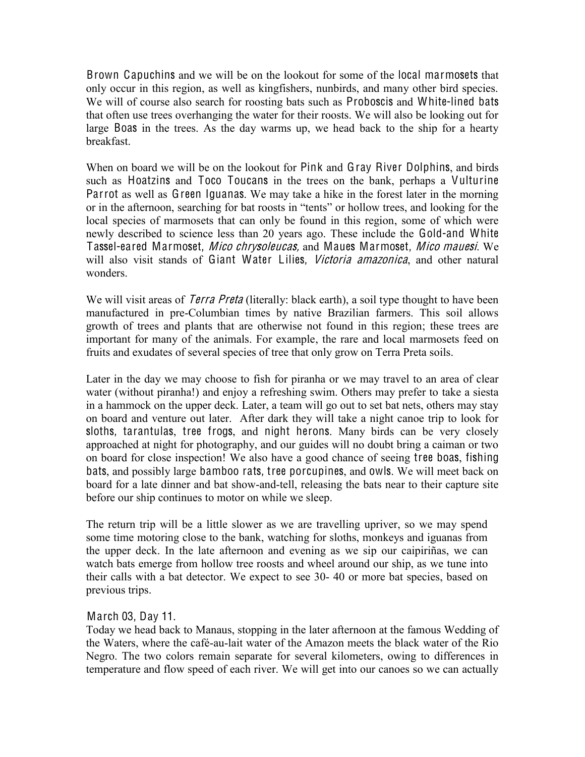Brown Capuchins and we will be on the lookout for some of the local marmosets that only occur in this region, as well as kingfishers, nunbirds, and many other bird species. We will of course also search for roosting bats such as Proboscis and White-lined bats that often use trees overhanging the water for their roosts. We will also be looking out for large Boas in the trees. As the day warms up, we head back to the ship for a hearty breakfast.

When on board we will be on the lookout for Pink and Gray River Dolphins, and birds such as Hoatzins and Toco Toucans in the trees on the bank, perhaps a Vulturine Parrot as well as Green Iguanas. We may take a hike in the forest later in the morning or in the afternoon, searching for bat roosts in "tents" or hollow trees, and looking for the local species of marmosets that can only be found in this region, some of which were newly described to science less than 20 years ago. These include the Gold-and White Tassel-eared Marmoset, *Mico chrysoleucas,* and Maues Marmoset, *Mico mauesi*. We will also visit stands of Giant Water Lilies, *Victoria amazonica*, and other natural wonders.

We will visit areas of *Terra Preta* (literally: black earth), a soil type thought to have been manufactured in pre-Columbian times by native Brazilian farmers. This soil allows growth of trees and plants that are otherwise not found in this region; these trees are important for many of the animals. For example, the rare and local marmosets feed on fruits and exudates of several species of tree that only grow on Terra Preta soils.

Later in the day we may choose to fish for piranha or we may travel to an area of clear water (without piranha!) and enjoy a refreshing swim. Others may prefer to take a siesta in a hammock on the upper deck. Later, a team will go out to set bat nets, others may stay on board and venture out later. After dark they will take a night canoe trip to look for sloths, tarantulas, tree frogs, and night herons. Many birds can be very closely approached at night for photography, and our guides will no doubt bring a caiman or two on board for close inspection! We also have a good chance of seeing tree boas, fishing bats, and possibly large bamboo rats, tree porcupines, and owls. We will meet back on board for a late dinner and bat show-and-tell, releasing the bats near to their capture site before our ship continues to motor on while we sleep.

The return trip will be a little slower as we are travelling upriver, so we may spend some time motoring close to the bank, watching for sloths, monkeys and iguanas from the upper deck. In the late afternoon and evening as we sip our caipiriñas, we can watch bats emerge from hollow tree roosts and wheel around our ship, as we tune into their calls with a bat detector. We expect to see 30- 40 or more bat species, based on previous trips.

### March 03, Day 11.

Today we head back to Manaus, stopping in the later afternoon at the famous Wedding of the Waters, where the café-au-lait water of the Amazon meets the black water of the Rio Negro. The two colors remain separate for several kilometers, owing to differences in temperature and flow speed of each river. We will get into our canoes so we can actually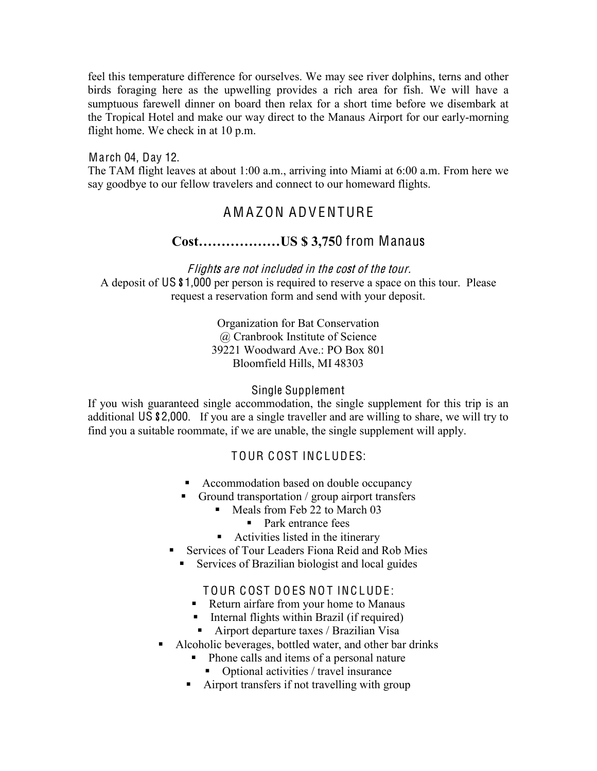feel this temperature difference for ourselves. We may see river dolphins, terns and other birds foraging here as the upwelling provides a rich area for fish. We will have a sumptuous farewell dinner on board then relax for a short time before we disembark at the Tropical Hotel and make our way direct to the Manaus Airport for our early-morning flight home. We check in at 10 p.m.

March 04, Day 12.

The TAM flight leaves at about 1:00 a.m., arriving into Miami at 6:00 a.m. From here we say goodbye to our fellow travelers and connect to our homeward flights.

## AMAZON ADVENTURE

## **Cost………………US $ 3,75**0 from Manaus

*Flights are not included in the cost of the tour.*

A deposit of US $1,000 per person is required to reserve a space on this tour. Please request a reservation form and send with your deposit.

Organization for Bat Conservation
@ Cranbrook Institute of Science
39221 Woodward Ave.: PO Box 801
Bloomfield Hills, MI 48303

### Single Supplement

If you wish guaranteed single accommodation, the single supplement for this trip is an additional US $2,000. If you are a single traveller and are willing to share, we will try to find you a suitable roommate, if we are unable, the single supplement will apply.

### TOUR COST INCLUDES:

- Accommodation based on double occupancy
- Ground transportation / group airport transfers
- Meals from Feb 22 to March 03
- Park entrance fees
- Activities listed in the itinerary
- Services of Tour Leaders Fiona Reid and Rob Mies
- Services of Brazilian biologist and local guides

### TOUR COST DOES NOT INCLUDE:

- Return airfare from your home to Manaus
- Internal flights within Brazil (if required)
- Airport departure taxes / Brazilian Visa
- Alcoholic beverages, bottled water, and other bar drinks
- Phone calls and items of a personal nature
- Optional activities / travel insurance
- Airport transfers if not travelling with group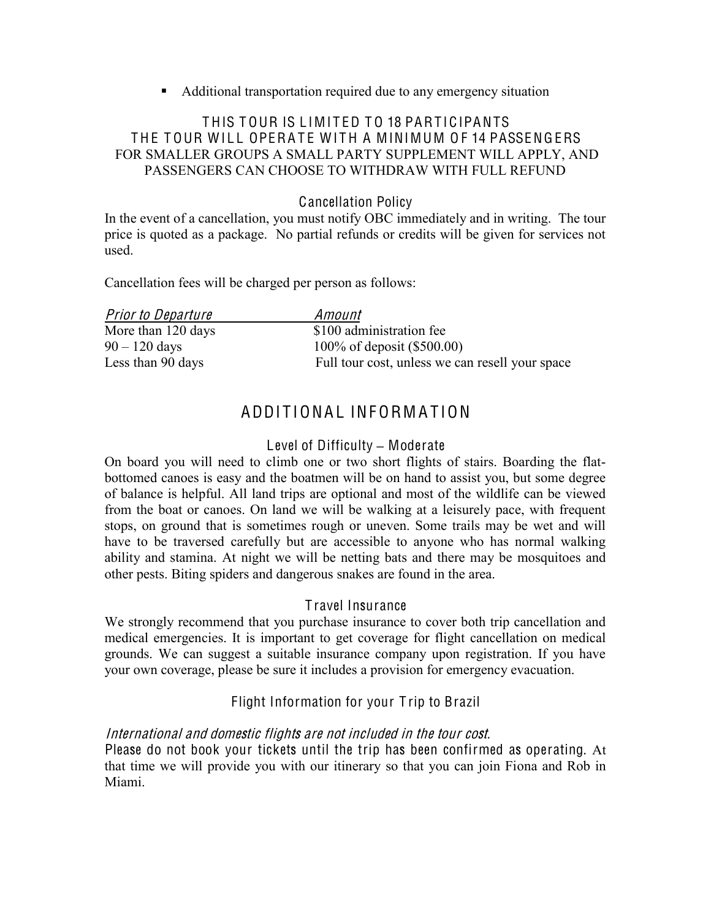- Additional transportation required due to any emergency situation

THIS TOUR IS LIMITED TO 18 PARTICIPANTS
THE TOUR WILL OPERATE WITH A MINIMUM OF 14 PASSENGERS
FOR SMALLER GROUPS A SMALL PARTY SUPPLEMENT WILL APPLY, AND PASSENGERS CAN CHOOSE TO WITHDRAW WITH FULL REFUND

### Cancellation Policy

In the event of a cancellation, you must notify OBC immediately and in writing. The tour price is quoted as a package. No partial refunds or credits will be given for services not used.

Cancellation fees will be charged per person as follows:

| *Prior to Departure* | *Amount* |
|---|---|
| More than 120 days | $100 administration fee |
| 90 – 120 days | 100% of deposit ($500.00) |
| Less than 90 days | Full tour cost, unless we can resell your space |

## ADDITIONAL INFORMATION

### Level of Difficulty – Moderate

On board you will need to climb one or two short flights of stairs. Boarding the flat-bottomed canoes is easy and the boatmen will be on hand to assist you, but some degree of balance is helpful. All land trips are optional and most of the wildlife can be viewed from the boat or canoes. On land we will be walking at a leisurely pace, with frequent stops, on ground that is sometimes rough or uneven. Some trails may be wet and will have to be traversed carefully but are accessible to anyone who has normal walking ability and stamina. At night we will be netting bats and there may be mosquitoes and other pests. Biting spiders and dangerous snakes are found in the area.

### Travel Insurance

We strongly recommend that you purchase insurance to cover both trip cancellation and medical emergencies. It is important to get coverage for flight cancellation on medical grounds. We can suggest a suitable insurance company upon registration. If you have your own coverage, please be sure it includes a provision for emergency evacuation.

### Flight Information for your Trip to Brazil

*International and domestic flights are not included in the tour cost.*
Please do not book your tickets until the trip has been confirmed as operating. At that time we will provide you with our itinerary so that you can join Fiona and Rob in Miami.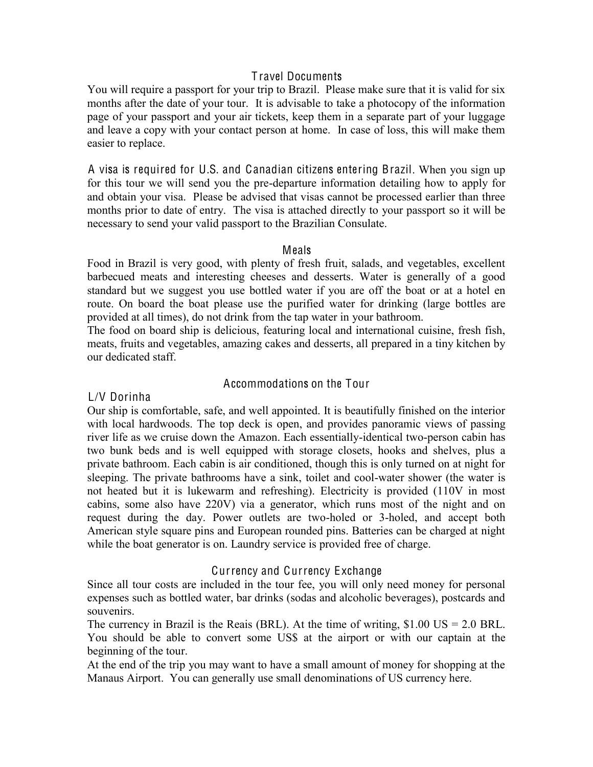## Travel Documents

You will require a passport for your trip to Brazil. Please make sure that it is valid for six months after the date of your tour. It is advisable to take a photocopy of the information page of your passport and your air tickets, keep them in a separate part of your luggage and leave a copy with your contact person at home. In case of loss, this will make them easier to replace.

A visa is required for U.S. and Canadian citizens entering Brazil. When you sign up for this tour we will send you the pre-departure information detailing how to apply for and obtain your visa. Please be advised that visas cannot be processed earlier than three months prior to date of entry. The visa is attached directly to your passport so it will be necessary to send your valid passport to the Brazilian Consulate.

## Meals

Food in Brazil is very good, with plenty of fresh fruit, salads, and vegetables, excellent barbecued meats and interesting cheeses and desserts. Water is generally of a good standard but we suggest you use bottled water if you are off the boat or at a hotel en route. On board the boat please use the purified water for drinking (large bottles are provided at all times), do not drink from the tap water in your bathroom.

The food on board ship is delicious, featuring local and international cuisine, fresh fish, meats, fruits and vegetables, amazing cakes and desserts, all prepared in a tiny kitchen by our dedicated staff.

## Accommodations on the Tour

### L/V Dorinha

Our ship is comfortable, safe, and well appointed. It is beautifully finished on the interior with local hardwoods. The top deck is open, and provides panoramic views of passing river life as we cruise down the Amazon. Each essentially-identical two-person cabin has two bunk beds and is well equipped with storage closets, hooks and shelves, plus a private bathroom. Each cabin is air conditioned, though this is only turned on at night for sleeping. The private bathrooms have a sink, toilet and cool-water shower (the water is not heated but it is lukewarm and refreshing). Electricity is provided (110V in most cabins, some also have 220V) via a generator, which runs most of the night and on request during the day. Power outlets are two-holed or 3-holed, and accept both American style square pins and European rounded pins. Batteries can be charged at night while the boat generator is on. Laundry service is provided free of charge.

## Currency and Currency Exchange

Since all tour costs are included in the tour fee, you will only need money for personal expenses such as bottled water, bar drinks (sodas and alcoholic beverages), postcards and souvenirs.

The currency in Brazil is the Reais (BRL). At the time of writing, $1.00 US = 2.0 BRL. You should be able to convert some US$ at the airport or with our captain at the beginning of the tour.

At the end of the trip you may want to have a small amount of money for shopping at the Manaus Airport. You can generally use small denominations of US currency here.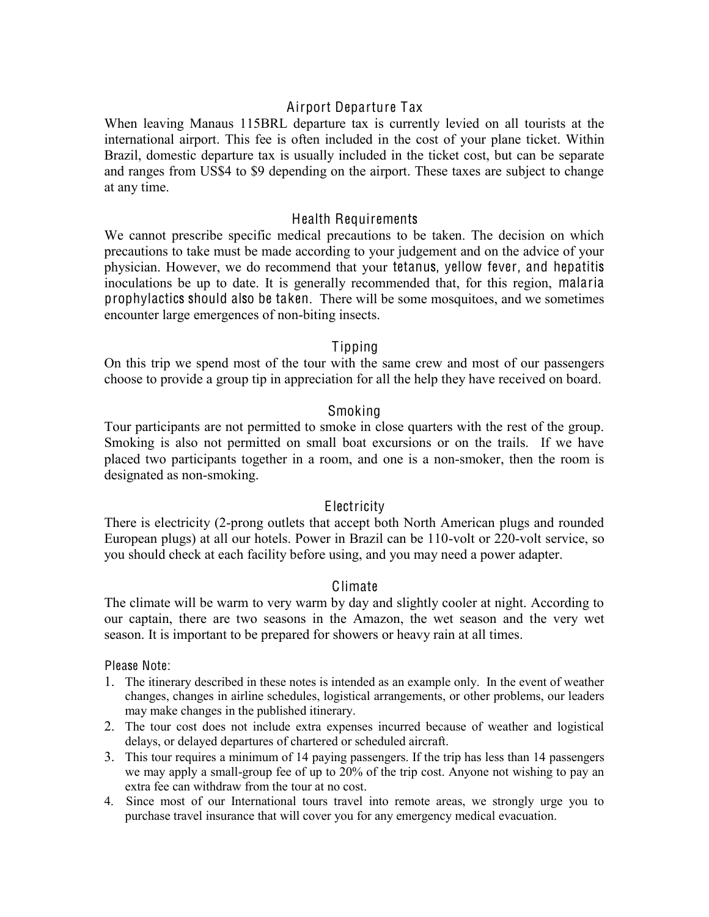## Airport Departure Tax

When leaving Manaus 115BRL departure tax is currently levied on all tourists at the international airport. This fee is often included in the cost of your plane ticket. Within Brazil, domestic departure tax is usually included in the ticket cost, but can be separate and ranges from US$4 to $9 depending on the airport. These taxes are subject to change at any time.

## Health Requirements

We cannot prescribe specific medical precautions to be taken. The decision on which precautions to take must be made according to your judgement and on the advice of your physician. However, we do recommend that your tetanus, yellow fever, and hepatitis inoculations be up to date. It is generally recommended that, for this region, malaria prophylactics should also be taken. There will be some mosquitoes, and we sometimes encounter large emergences of non-biting insects.

## Tipping

On this trip we spend most of the tour with the same crew and most of our passengers choose to provide a group tip in appreciation for all the help they have received on board.

## Smoking

Tour participants are not permitted to smoke in close quarters with the rest of the group. Smoking is also not permitted on small boat excursions or on the trails. If we have placed two participants together in a room, and one is a non-smoker, then the room is designated as non-smoking.

## Electricity

There is electricity (2-prong outlets that accept both North American plugs and rounded European plugs) at all our hotels. Power in Brazil can be 110-volt or 220-volt service, so you should check at each facility before using, and you may need a power adapter.

## Climate

The climate will be warm to very warm by day and slightly cooler at night. According to our captain, there are two seasons in the Amazon, the wet season and the very wet season. It is important to be prepared for showers or heavy rain at all times.

Please Note:

1. The itinerary described in these notes is intended as an example only. In the event of weather changes, changes in airline schedules, logistical arrangements, or other problems, our leaders may make changes in the published itinerary.
2. The tour cost does not include extra expenses incurred because of weather and logistical delays, or delayed departures of chartered or scheduled aircraft.
3. This tour requires a minimum of 14 paying passengers. If the trip has less than 14 passengers we may apply a small-group fee of up to 20% of the trip cost. Anyone not wishing to pay an extra fee can withdraw from the tour at no cost.
4. Since most of our International tours travel into remote areas, we strongly urge you to purchase travel insurance that will cover you for any emergency medical evacuation.